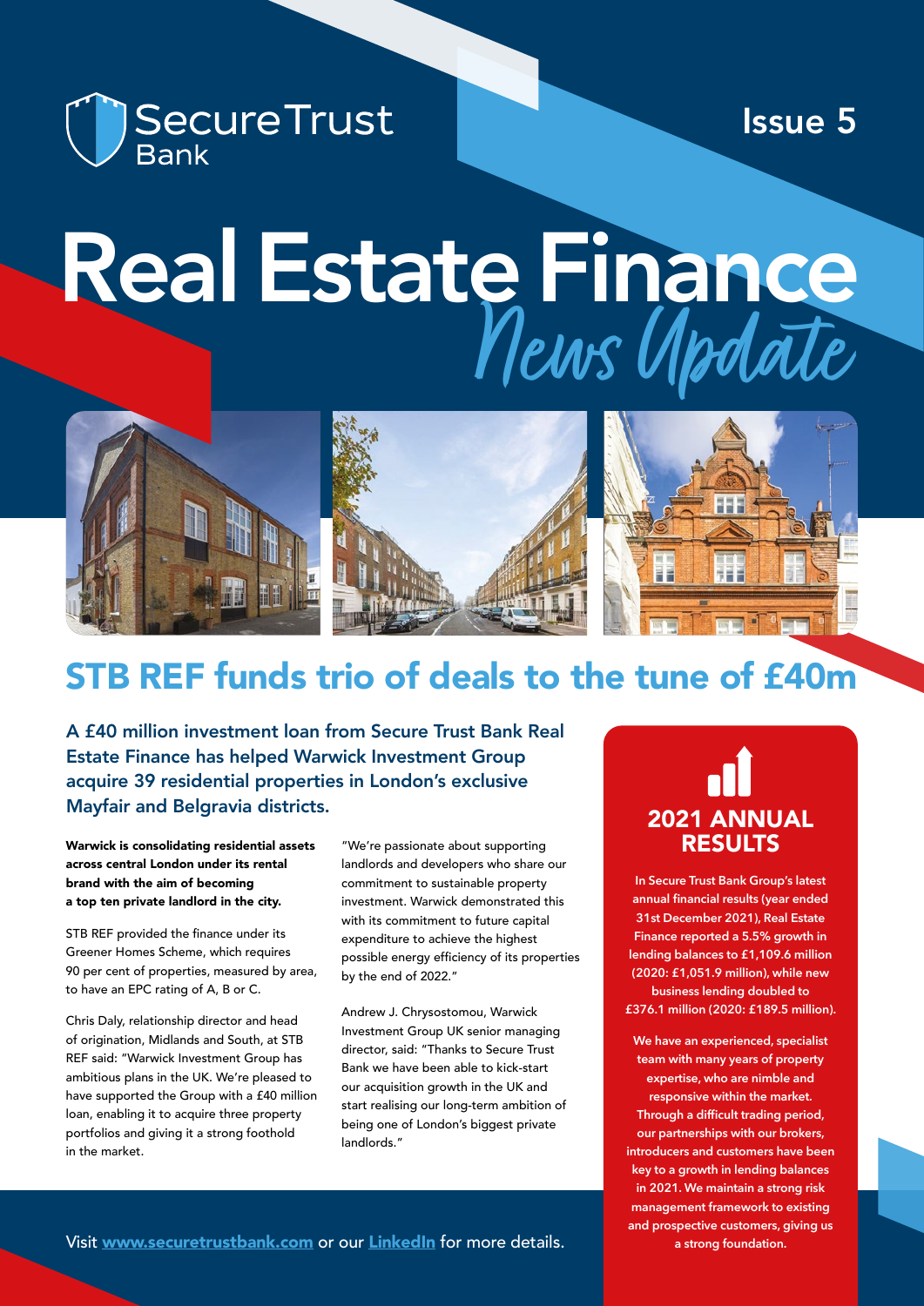Secure Trust Bank

Issue 5

# Real Estate Finance *News Update*

## STB REF funds trio of deals to the tune of £40m

**A £40 million investment loan from Secure Trust Bank Real Estate Finance has helped Warwick Investment Group acquire 39 residential properties in London's exclusive Mayfair and Belgravia districts.**

**Warwick is consolidating residential assets across central London under its rental brand with the aim of becoming a top ten private landlord in the city.**

STB REF provided the finance under its Greener Homes Scheme, which requires 90 per cent of properties, measured by area, to have an EPC rating of A, B or C.

Chris Daly, relationship director and head of origination, Midlands and South, at STB REF said: "Warwick Investment Group has ambitious plans in the UK. We're pleased to have supported the Group with a £40 million loan, enabling it to acquire three property portfolios and giving it a strong foothold in the market.

"We're passionate about supporting landlords and developers who share our commitment to sustainable property investment. Warwick demonstrated this with its commitment to future capital expenditure to achieve the highest possible energy efficiency of its properties by the end of 2022."

Andrew J. Chrysostomou, Warwick Investment Group UK senior managing director, said: "Thanks to Secure Trust Bank we have been able to kick-start our acquisition growth in the UK and start realising our long-term ambition of being one of London's biggest private landlords."

### 2021 ANNUAL RESULTS

**In Secure Trust Bank Group's latest annual financial results (year ended 31st December 2021), Real Estate Finance reported a 5.5% growth in lending balances to £1,109.6 million (2020: £1,051.9 million), while new business lending doubled to £376.1 million (2020: £189.5 million).**

**We have an experienced, specialist team with many years of property expertise, who are nimble and responsive within the market. Through a difficult trading period, our partnerships with our brokers, introducers and customers have been key to a growth in lending balances in 2021. We maintain a strong risk management framework to existing and prospective customers, giving us a strong foundation.**

Visit [www.securetrustbank.com](www.securetrustbank.com) or our [LinkedIn]() for more details.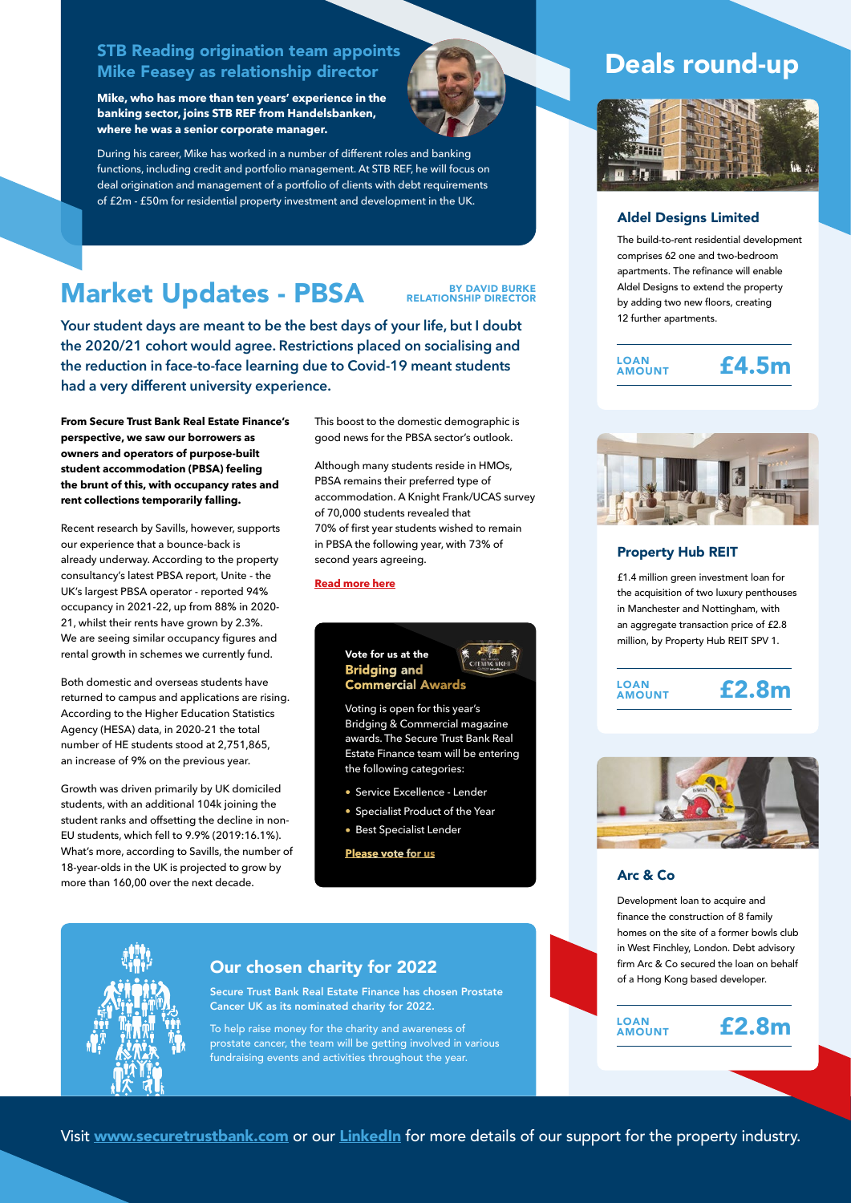## STB Reading origination team appoints Mike Feasey as relationship director

**Mike, who has more than ten years' experience in the banking sector, joins STB REF from Handelsbanken, where he was a senior corporate manager.**

During his career, Mike has worked in a number of different roles and banking functions, including credit and portfolio management. At STB REF, he will focus on deal origination and management of a portfolio of clients with debt requirements of £2m - £50m for residential property investment and development in the UK.

# Market Updates - PBSA

**BY DAVID BURKE RELATIONSHIP DIRECTOR**

**Your student days are meant to be the best days of your life, but I doubt the 2020/21 cohort would agree. Restrictions placed on socialising and the reduction in face-to-face learning due to Covid-19 meant students had a very different university experience.**

**From Secure Trust Bank Real Estate Finance's perspective, we saw our borrowers as owners and operators of purpose-built student accommodation (PBSA) feeling the brunt of this, with occupancy rates and rent collections temporarily falling.**

Recent research by Savills, however, supports our experience that a bounce-back is already underway. According to the property consultancy's latest PBSA report, Unite - the UK's largest PBSA operator - reported 94% occupancy in 2021-22, up from 88% in 2020-21, whilst their rents have grown by 2.3%. We are seeing similar occupancy figures and rental growth in schemes we currently fund.

Both domestic and overseas students have returned to campus and applications are rising. According to the Higher Education Statistics Agency (HESA) data, in 2020-21 the total number of HE students stood at 2,751,865, an increase of 9% on the previous year.

Growth was driven primarily by UK domiciled students, with an additional 104k joining the student ranks and offsetting the decline in non-EU students, which fell to 9.9% (2019:16.1%). What's more, according to Savills, the number of 18-year-olds in the UK is projected to grow by more than 160,00 over the next decade.

This boost to the domestic demographic is good news for the PBSA sector's outlook.

Although many students reside in HMOs, PBSA remains their preferred type of accommodation. A Knight Frank/UCAS survey of 70,000 students revealed that 70% of first year students wished to remain in PBSA the following year, with 73% of second years agreeing.

Read more here

### Vote for us at the Bridging and Commercial Awards

Voting is open for this year's Bridging & Commercial magazine awards. The Secure Trust Bank Real Estate Finance team will be entering the following categories:

- Service Excellence - Lender
- Specialist Product of the Year
- Best Specialist Lender

Please vote for us

## Our chosen charity for 2022

**Secure Trust Bank Real Estate Finance has chosen Prostate Cancer UK as its nominated charity for 2022.**

To help raise money for the charity and awareness of prostate cancer, the team will be getting involved in various fundraising events and activities throughout the year.

# Deals round-up

### Aldel Designs Limited

The build-to-rent residential development comprises 62 one and two-bedroom apartments. The refinance will enable Aldel Designs to extend the property by adding two new floors, creating 12 further apartments.

**LOAN AMOUNT £4.5m**

### Property Hub REIT

£1.4 million green investment loan for the acquisition of two luxury penthouses in Manchester and Nottingham, with an aggregate transaction price of £2.8 million, by Property Hub REIT SPV 1.

**LOAN AMOUNT £2.8m**

### Arc & Co

Development loan to acquire and finance the construction of 8 family homes on the site of a former bowls club in West Finchley, London. Debt advisory firm Arc & Co secured the loan on behalf of a Hong Kong based developer.

**LOAN AMOUNT £2.8m**

Visit www.securetrustbank.com or our LinkedIn for more details of our support for the property industry.